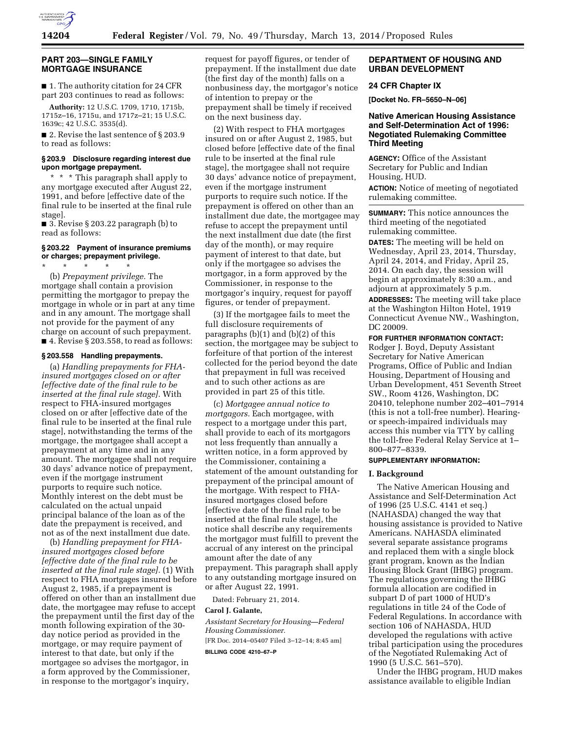## PART 203—SINGLE FAMILY MORTGAGE INSURANCE

■ 1. The authority citation for 24 CFR part 203 continues to read as follows:

**Authority:** 12 U.S.C. 1709, 1710, 1715b, 1715z–16, 1715u, and 1717z–21; 15 U.S.C. 1639c; 42 U.S.C. 3535(d).

■ 2. Revise the last sentence of § 203.9 to read as follows:

### § 203.9 Disclosure regarding interest due upon mortgage prepayment.

* * * This paragraph shall apply to any mortgage executed after August 22, 1991, and before [effective date of the final rule to be inserted at the final rule stage].

■ 3. Revise § 203.22 paragraph (b) to read as follows:

### § 203.22 Payment of insurance premiums or charges; prepayment privilege.

* * * * *

(b) *Prepayment privilege.* The mortgage shall contain a provision permitting the mortgagor to prepay the mortgage in whole or in part at any time and in any amount. The mortgage shall not provide for the payment of any charge on account of such prepayment.

■ 4. Revise § 203.558, to read as follows:

### § 203.558 Handling prepayments.

(a) *Handling prepayments for FHA-insured mortgages closed on or after [effective date of the final rule to be inserted at the final rule stage].* With respect to FHA-insured mortgages closed on or after [effective date of the final rule to be inserted at the final rule stage], notwithstanding the terms of the mortgage, the mortgagee shall accept a prepayment at any time and in any amount. The mortgagee shall not require 30 days' advance notice of prepayment, even if the mortgage instrument purports to require such notice. Monthly interest on the debt must be calculated on the actual unpaid principal balance of the loan as of the date the prepayment is received, and not as of the next installment due date.

(b) *Handling prepayment for FHA-insured mortgages closed before [effective date of the final rule to be inserted at the final rule stage].* (1) With respect to FHA mortgages insured before August 2, 1985, if a prepayment is offered on other than an installment due date, the mortgagee may refuse to accept the prepayment until the first day of the month following expiration of the 30-day notice period as provided in the mortgage, or may require payment of interest to that date, but only if the mortgagee so advises the mortgagor, in a form approved by the Commissioner, in response to the mortgagor's inquiry, request for payoff figures, or tender of prepayment. If the installment due date (the first day of the month) falls on a nonbusiness day, the mortgagor's notice of intention to prepay or the prepayment shall be timely if received on the next business day.

(2) With respect to FHA mortgages insured on or after August 2, 1985, but closed before [effective date of the final rule to be inserted at the final rule stage], the mortgagee shall not require 30 days' advance notice of prepayment, even if the mortgage instrument purports to require such notice. If the prepayment is offered on other than an installment due date, the mortgagee may refuse to accept the prepayment until the next installment due date (the first day of the month), or may require payment of interest to that date, but only if the mortgagee so advises the mortgagor, in a form approved by the Commissioner, in response to the mortgagor's inquiry, request for payoff figures, or tender of prepayment.

(3) If the mortgagee fails to meet the full disclosure requirements of paragraphs (b)(1) and (b)(2) of this section, the mortgagee may be subject to forfeiture of that portion of the interest collected for the period beyond the date that prepayment in full was received and to such other actions as are provided in part 25 of this title.

(c) *Mortgagee annual notice to mortgagors.* Each mortgagee, with respect to a mortgage under this part, shall provide to each of its mortgagors not less frequently than annually a written notice, in a form approved by the Commissioner, containing a statement of the amount outstanding for prepayment of the principal amount of the mortgage. With respect to FHA-insured mortgages closed before [effective date of the final rule to be inserted at the final rule stage], the notice shall describe any requirements the mortgagor must fulfill to prevent the accrual of any interest on the principal amount after the date of any prepayment. This paragraph shall apply to any outstanding mortgage insured on or after August 22, 1991.

Dated: February 21, 2014.

**Carol J. Galante,**

*Assistant Secretary for Housing—Federal Housing Commissioner.*

[FR Doc. 2014–05407 Filed 3–12–14; 8:45 am]

**BILLING CODE 4210–67–P**

## DEPARTMENT OF HOUSING AND URBAN DEVELOPMENT

### 24 CFR Chapter IX

**[Docket No. FR–5650–N–06]**

### Native American Housing Assistance and Self-Determination Act of 1996: Negotiated Rulemaking Committee Third Meeting

**AGENCY:** Office of the Assistant Secretary for Public and Indian Housing, HUD.

**ACTION:** Notice of meeting of negotiated rulemaking committee.

**SUMMARY:** This notice announces the third meeting of the negotiated rulemaking committee.

**DATES:** The meeting will be held on Wednesday, April 23, 2014, Thursday, April 24, 2014, and Friday, April 25, 2014. On each day, the session will begin at approximately 8:30 a.m., and adjourn at approximately 5 p.m.

**ADDRESSES:** The meeting will take place at the Washington Hilton Hotel, 1919 Connecticut Avenue NW., Washington, DC 20009.

**FOR FURTHER INFORMATION CONTACT:** Rodger J. Boyd, Deputy Assistant Secretary for Native American Programs, Office of Public and Indian Housing, Department of Housing and Urban Development, 451 Seventh Street SW., Room 4126, Washington, DC 20410, telephone number 202–401–7914 (this is not a toll-free number). Hearing- or speech-impaired individuals may access this number via TTY by calling the toll-free Federal Relay Service at 1–800–877–8339.

**SUPPLEMENTARY INFORMATION:**

#### I. Background

The Native American Housing and Assistance and Self-Determination Act of 1996 (25 U.S.C. 4141 et seq.) (NAHASDA) changed the way that housing assistance is provided to Native Americans. NAHASDA eliminated several separate assistance programs and replaced them with a single block grant program, known as the Indian Housing Block Grant (IHBG) program. The regulations governing the IHBG formula allocation are codified in subpart D of part 1000 of HUD's regulations in title 24 of the Code of Federal Regulations. In accordance with section 106 of NAHASDA, HUD developed the regulations with active tribal participation using the procedures of the Negotiated Rulemaking Act of 1990 (5 U.S.C. 561–570).

Under the IHBG program, HUD makes assistance available to eligible Indian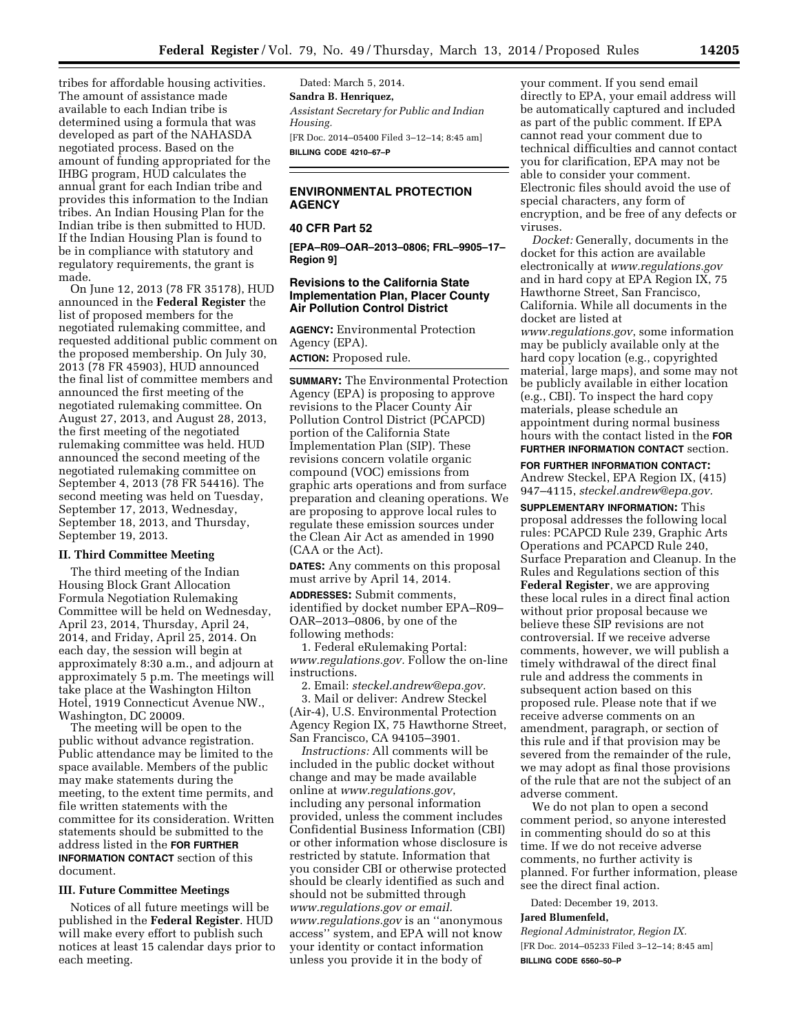tribes for affordable housing activities. The amount of assistance made available to each Indian tribe is determined using a formula that was developed as part of the NAHASDA negotiated process. Based on the amount of funding appropriated for the IHBG program, HUD calculates the annual grant for each Indian tribe and provides this information to the Indian tribes. An Indian Housing Plan for the Indian tribe is then submitted to HUD. If the Indian Housing Plan is found to be in compliance with statutory and regulatory requirements, the grant is made.

On June 12, 2013 (78 FR 35178), HUD announced in the **Federal Register** the list of proposed members for the negotiated rulemaking committee, and requested additional public comment on the proposed membership. On July 30, 2013 (78 FR 45903), HUD announced the final list of committee members and announced the first meeting of the negotiated rulemaking committee. On August 27, 2013, and August 28, 2013, the first meeting of the negotiated rulemaking committee was held. HUD announced the second meeting of the negotiated rulemaking committee on September 4, 2013 (78 FR 54416). The second meeting was held on Tuesday, September 17, 2013, Wednesday, September 18, 2013, and Thursday, September 19, 2013.

### II. Third Committee Meeting

The third meeting of the Indian Housing Block Grant Allocation Formula Negotiation Rulemaking Committee will be held on Wednesday, April 23, 2014, Thursday, April 24, 2014, and Friday, April 25, 2014. On each day, the session will begin at approximately 8:30 a.m., and adjourn at approximately 5 p.m. The meetings will take place at the Washington Hilton Hotel, 1919 Connecticut Avenue NW., Washington, DC 20009.

The meeting will be open to the public without advance registration. Public attendance may be limited to the space available. Members of the public may make statements during the meeting, to the extent time permits, and file written statements with the committee for its consideration. Written statements should be submitted to the address listed in the **FOR FURTHER INFORMATION CONTACT** section of this document.

### III. Future Committee Meetings

Notices of all future meetings will be published in the **Federal Register**. HUD will make every effort to publish such notices at least 15 calendar days prior to each meeting.

Dated: March 5, 2014.

**Sandra B. Henriquez,**

*Assistant Secretary for Public and Indian Housing.*

[FR Doc. 2014–05400 Filed 3–12–14; 8:45 am]

**BILLING CODE 4210–67–P**

## ENVIRONMENTAL PROTECTION AGENCY

### 40 CFR Part 52

**[EPA–R09–OAR–2013–0806; FRL–9905–17–Region 9]**

### Revisions to the California State Implementation Plan, Placer County Air Pollution Control District

**AGENCY:** Environmental Protection Agency (EPA).

**ACTION:** Proposed rule.

**SUMMARY:** The Environmental Protection Agency (EPA) is proposing to approve revisions to the Placer County Air Pollution Control District (PCAPCD) portion of the California State Implementation Plan (SIP). These revisions concern volatile organic compound (VOC) emissions from graphic arts operations and from surface preparation and cleaning operations. We are proposing to approve local rules to regulate these emission sources under the Clean Air Act as amended in 1990 (CAA or the Act).

**DATES:** Any comments on this proposal must arrive by April 14, 2014.

**ADDRESSES:** Submit comments, identified by docket number EPA–R09–OAR–2013–0806, by one of the following methods:

1. Federal eRulemaking Portal: *www.regulations.gov.* Follow the on-line instructions.
2. Email: *steckel.andrew@epa.gov.*
3. Mail or deliver: Andrew Steckel (Air-4), U.S. Environmental Protection Agency Region IX, 75 Hawthorne Street, San Francisco, CA 94105–3901.

*Instructions:* All comments will be included in the public docket without change and may be made available online at *www.regulations.gov*, including any personal information provided, unless the comment includes Confidential Business Information (CBI) or other information whose disclosure is restricted by statute. Information that you consider CBI or otherwise protected should be clearly identified as such and should not be submitted through *www.regulations.gov or email. www.regulations.gov* is an ''anonymous access'' system, and EPA will not know your identity or contact information unless you provide it in the body of your comment. If you send email directly to EPA, your email address will be automatically captured and included as part of the public comment. If EPA cannot read your comment due to technical difficulties and cannot contact you for clarification, EPA may not be able to consider your comment. Electronic files should avoid the use of special characters, any form of encryption, and be free of any defects or viruses.

*Docket:* Generally, documents in the docket for this action are available electronically at *www.regulations.gov* and in hard copy at EPA Region IX, 75 Hawthorne Street, San Francisco, California. While all documents in the docket are listed at *www.regulations.gov*, some information may be publicly available only at the hard copy location (e.g., copyrighted material, large maps), and some may not be publicly available in either location (e.g., CBI). To inspect the hard copy materials, please schedule an appointment during normal business hours with the contact listed in the **FOR FURTHER INFORMATION CONTACT** section.

**FOR FURTHER INFORMATION CONTACT:** Andrew Steckel, EPA Region IX, (415) 947–4115, *steckel.andrew@epa.gov.*

**SUPPLEMENTARY INFORMATION:** This proposal addresses the following local rules: PCAPCD Rule 239, Graphic Arts Operations and PCAPCD Rule 240, Surface Preparation and Cleanup. In the Rules and Regulations section of this **Federal Register**, we are approving these local rules in a direct final action without prior proposal because we believe these SIP revisions are not controversial. If we receive adverse comments, however, we will publish a timely withdrawal of the direct final rule and address the comments in subsequent action based on this proposed rule. Please note that if we receive adverse comments on an amendment, paragraph, or section of this rule and if that provision may be severed from the remainder of the rule, we may adopt as final those provisions of the rule that are not the subject of an adverse comment.

We do not plan to open a second comment period, so anyone interested in commenting should do so at this time. If we do not receive adverse comments, no further activity is planned. For further information, please see the direct final action.

Dated: December 19, 2013.

**Jared Blumenfeld,**

*Regional Administrator, Region IX.*

[FR Doc. 2014–05233 Filed 3–12–14; 8:45 am]

**BILLING CODE 6560–50–P**